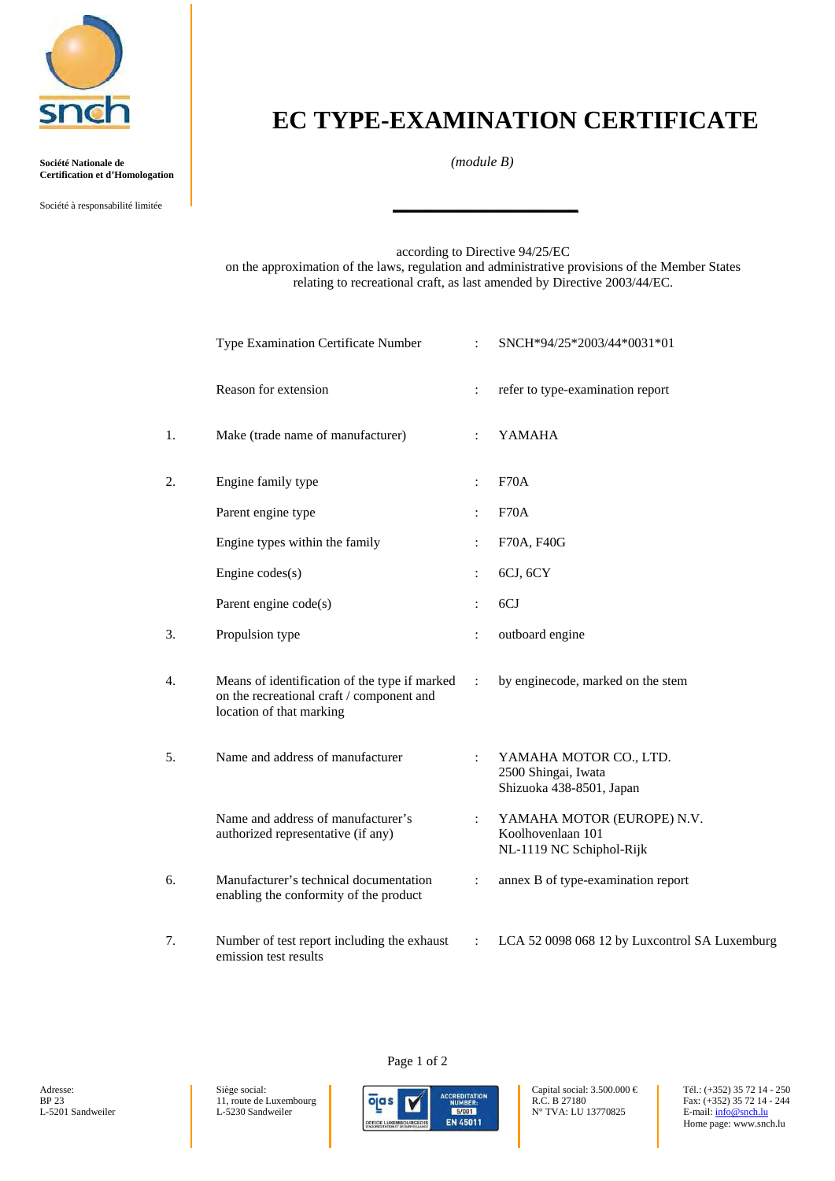**snch**

**Société Nationale de Certification et d'Homologation**

Société à responsabilité limitée

# EC TYPE-EXAMINATION CERTIFICATE

*(module B)*

according to Directive 94/25/EC
on the approximation of the laws, regulation and administrative provisions of the Member States relating to recreational craft, as last amended by Directive 2003/44/EC.

| | | | |
|---|---|---|---|
| | Type Examination Certificate Number | : | SNCH*94/25*2003/44*0031*01 |
| | Reason for extension | : | refer to type-examination report |
| 1. | Make (trade name of manufacturer) | : | YAMAHA |
| 2. | Engine family type | : | F70A |
| | Parent engine type | : | F70A |
| | Engine types within the family | : | F70A, F40G |
| | Engine codes(s) | : | 6CJ, 6CY |
| | Parent engine code(s) | : | 6CJ |
| 3. | Propulsion type | : | outboard engine |
| 4. | Means of identification of the type if marked on the recreational craft / component and location of that marking | : | by enginecode, marked on the stem |
| 5. | Name and address of manufacturer | : | YAMAHA MOTOR CO., LTD.<br>2500 Shingai, Iwata<br>Shizuoka 438-8501, Japan |
| | Name and address of manufacturer's authorized representative (if any) | : | YAMAHA MOTOR (EUROPE) N.V.<br>Koolhovenlaan 101<br>NL-1119 NC Schiphol-Rijk |
| 6. | Manufacturer's technical documentation enabling the conformity of the product | : | annex B of type-examination report |
| 7. | Number of test report including the exhaust emission test results | : | LCA 52 0098 068 12 by Luxcontrol SA Luxemburg |

Adresse:
BP 23
L-5201 Sandweiler

Siège social:
11, route de Luxembourg
L-5230 Sandweiler

OLAS – Office Luxembourgeois d'Accréditation et de Surveillance – Accreditation Number: 5/001 EN 45011

Capital social: 3.500.000 €
R.C. B 27180
N° TVA: LU 13770825

Tél.: (+352) 35 72 14 - 250
Fax: (+352) 35 72 14 - 244
E-mail: info@snch.lu
Home page: www.snch.lu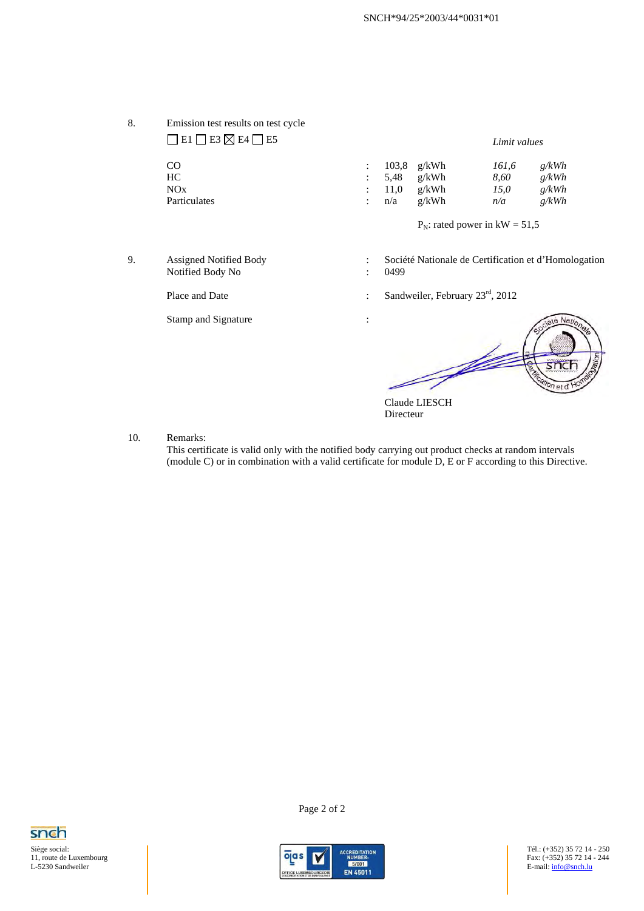SNCH*94/25*2003/44*0031*01

8. Emission test results on test cycle

☐ E1 ☐ E3 ☒ E4 ☐ E5

| | | | | *Limit values* | |
|---|---|---|---|---|---|
| CO | : | 103,8 | g/kWh | *161,6* | *g/kWh* |
| HC | : | 5,48 | g/kWh | *8,60* | *g/kWh* |
| NOx | : | 11,0 | g/kWh | *15,0* | *g/kWh* |
| Particulates | : | n/a | g/kWh | *n/a* | *g/kWh* |

$P_N$: rated power in kW = 51,5

9. Assigned Notified Body : Société Nationale de Certification et d'Homologation

Notified Body No : 0499

Place and Date : Sandweiler, February 23rd, 2012

Stamp and Signature :

Claude LIESCH
Directeur

10. Remarks:

This certificate is valid only with the notified body carrying out product checks at random intervals (module C) or in combination with a valid certificate for module D, E or F according to this Directive.

Siège social:
11, route de Luxembourg
L-5230 Sandweiler

Tél.: (+352) 35 72 14 - 250
Fax: (+352) 35 72 14 - 244
E-mail: info@snch.lu